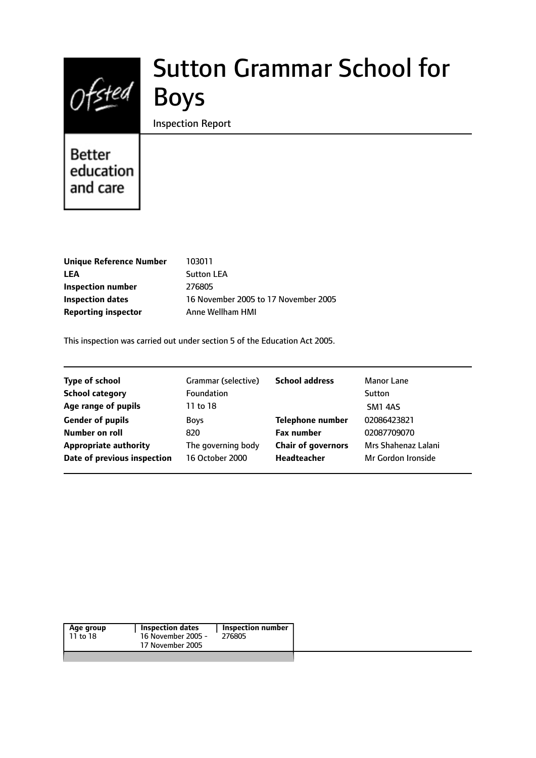# Sutton Grammar School for Boys

Inspection Report

Better education and care

| | |
|---|---|
| **Unique Reference Number** | 103011 |
| **LEA** | Sutton LEA |
| **Inspection number** | 276805 |
| **Inspection dates** | 16 November 2005 to 17 November 2005 |
| **Reporting inspector** | Anne Wellham HMI |

This inspection was carried out under section 5 of the Education Act 2005.

| | | | |
|---|---|---|---|
| **Type of school** | Grammar (selective) | **School address** | Manor Lane |
| **School category** | Foundation | | Sutton |
| **Age range of pupils** | 11 to 18 | | SM1 4AS |
| **Gender of pupils** | Boys | **Telephone number** | 02086423821 |
| **Number on roll** | 820 | **Fax number** | 02087709070 |
| **Appropriate authority** | The governing body | **Chair of governors** | Mrs Shahenaz Lalani |
| **Date of previous inspection** | 16 October 2000 | **Headteacher** | Mr Gordon Ironside |

| Age group | Inspection dates | Inspection number |
|---|---|---|
| 11 to 18 | 16 November 2005 - 17 November 2005 | 276805 |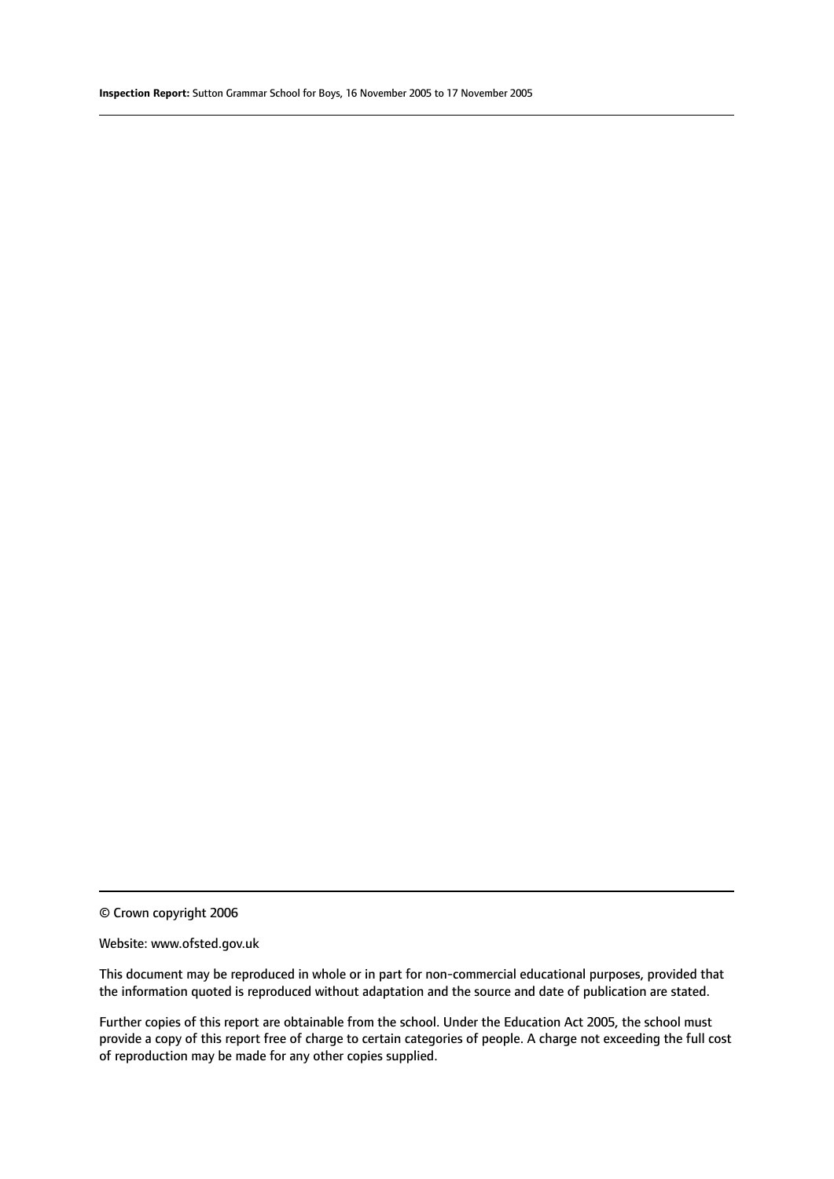© Crown copyright 2006

Website: www.ofsted.gov.uk

This document may be reproduced in whole or in part for non-commercial educational purposes, provided that the information quoted is reproduced without adaptation and the source and date of publication are stated.

Further copies of this report are obtainable from the school. Under the Education Act 2005, the school must provide a copy of this report free of charge to certain categories of people. A charge not exceeding the full cost of reproduction may be made for any other copies supplied.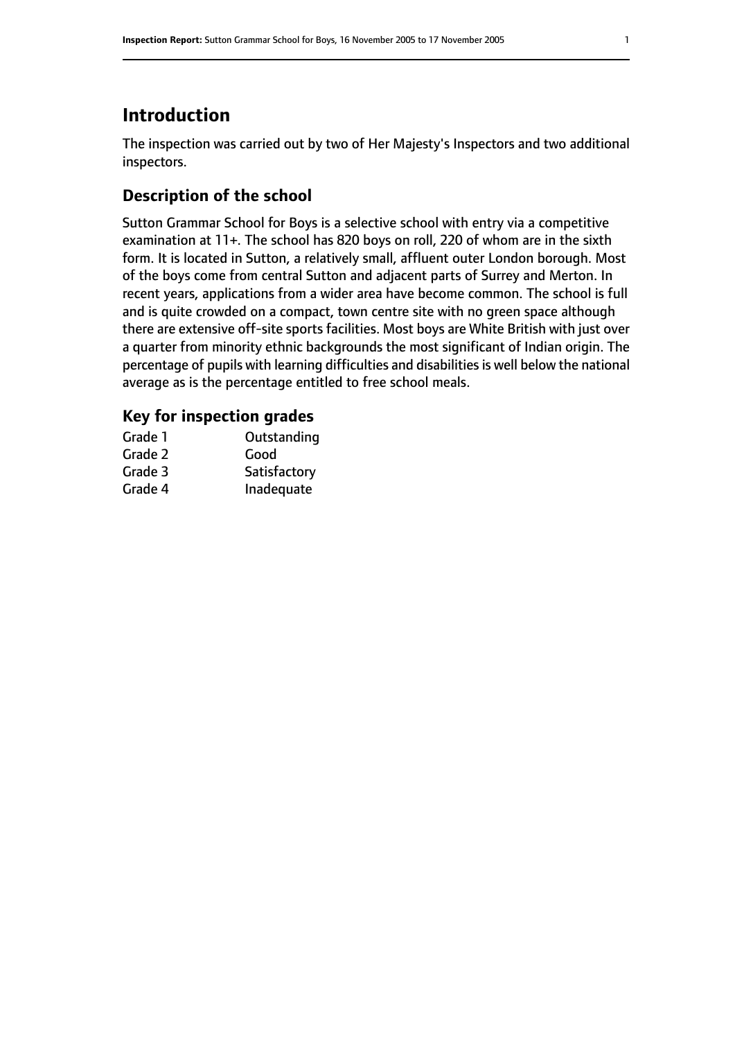# Introduction

The inspection was carried out by two of Her Majesty's Inspectors and two additional inspectors.

## Description of the school

Sutton Grammar School for Boys is a selective school with entry via a competitive examination at 11+. The school has 820 boys on roll, 220 of whom are in the sixth form. It is located in Sutton, a relatively small, affluent outer London borough. Most of the boys come from central Sutton and adjacent parts of Surrey and Merton. In recent years, applications from a wider area have become common. The school is full and is quite crowded on a compact, town centre site with no green space although there are extensive off-site sports facilities. Most boys are White British with just over a quarter from minority ethnic backgrounds the most significant of Indian origin. The percentage of pupils with learning difficulties and disabilities is well below the national average as is the percentage entitled to free school meals.

## Key for inspection grades

| | |
|---|---|
| Grade 1 | Outstanding |
| Grade 2 | Good |
| Grade 3 | Satisfactory |
| Grade 4 | Inadequate |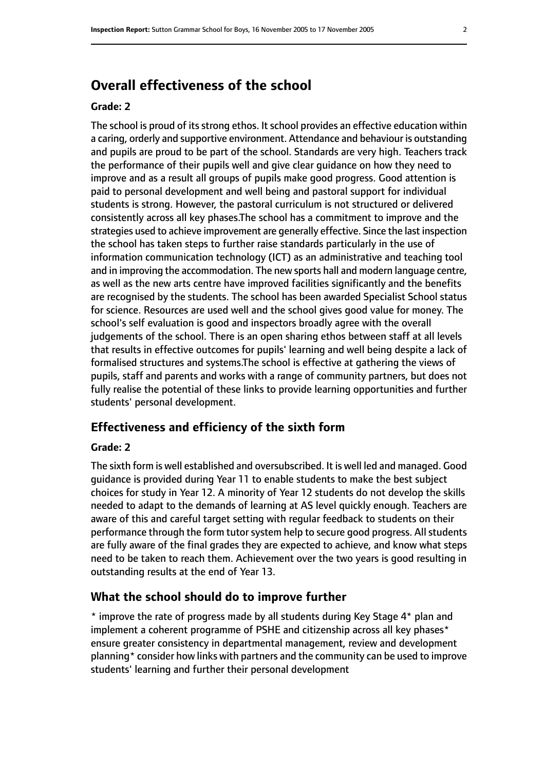## Overall effectiveness of the school

### Grade: 2

The school is proud of its strong ethos. It school provides an effective education within a caring, orderly and supportive environment. Attendance and behaviour is outstanding and pupils are proud to be part of the school. Standards are very high. Teachers track the performance of their pupils well and give clear guidance on how they need to improve and as a result all groups of pupils make good progress. Good attention is paid to personal development and well being and pastoral support for individual students is strong. However, the pastoral curriculum is not structured or delivered consistently across all key phases.The school has a commitment to improve and the strategies used to achieve improvement are generally effective. Since the last inspection the school has taken steps to further raise standards particularly in the use of information communication technology (ICT) as an administrative and teaching tool and in improving the accommodation. The new sports hall and modern language centre, as well as the new arts centre have improved facilities significantly and the benefits are recognised by the students. The school has been awarded Specialist School status for science. Resources are used well and the school gives good value for money. The school's self evaluation is good and inspectors broadly agree with the overall judgements of the school. There is an open sharing ethos between staff at all levels that results in effective outcomes for pupils' learning and well being despite a lack of formalised structures and systems.The school is effective at gathering the views of pupils, staff and parents and works with a range of community partners, but does not fully realise the potential of these links to provide learning opportunities and further students' personal development.

## Effectiveness and efficiency of the sixth form

### Grade: 2

The sixth form is well established and oversubscribed. It is well led and managed. Good guidance is provided during Year 11 to enable students to make the best subject choices for study in Year 12. A minority of Year 12 students do not develop the skills needed to adapt to the demands of learning at AS level quickly enough. Teachers are aware of this and careful target setting with regular feedback to students on their performance through the form tutor system help to secure good progress. All students are fully aware of the final grades they are expected to achieve, and know what steps need to be taken to reach them. Achievement over the two years is good resulting in outstanding results at the end of Year 13.

## What the school should do to improve further

* improve the rate of progress made by all students during Key Stage 4* plan and implement a coherent programme of PSHE and citizenship across all key phases* ensure greater consistency in departmental management, review and development planning* consider how links with partners and the community can be used to improve students' learning and further their personal development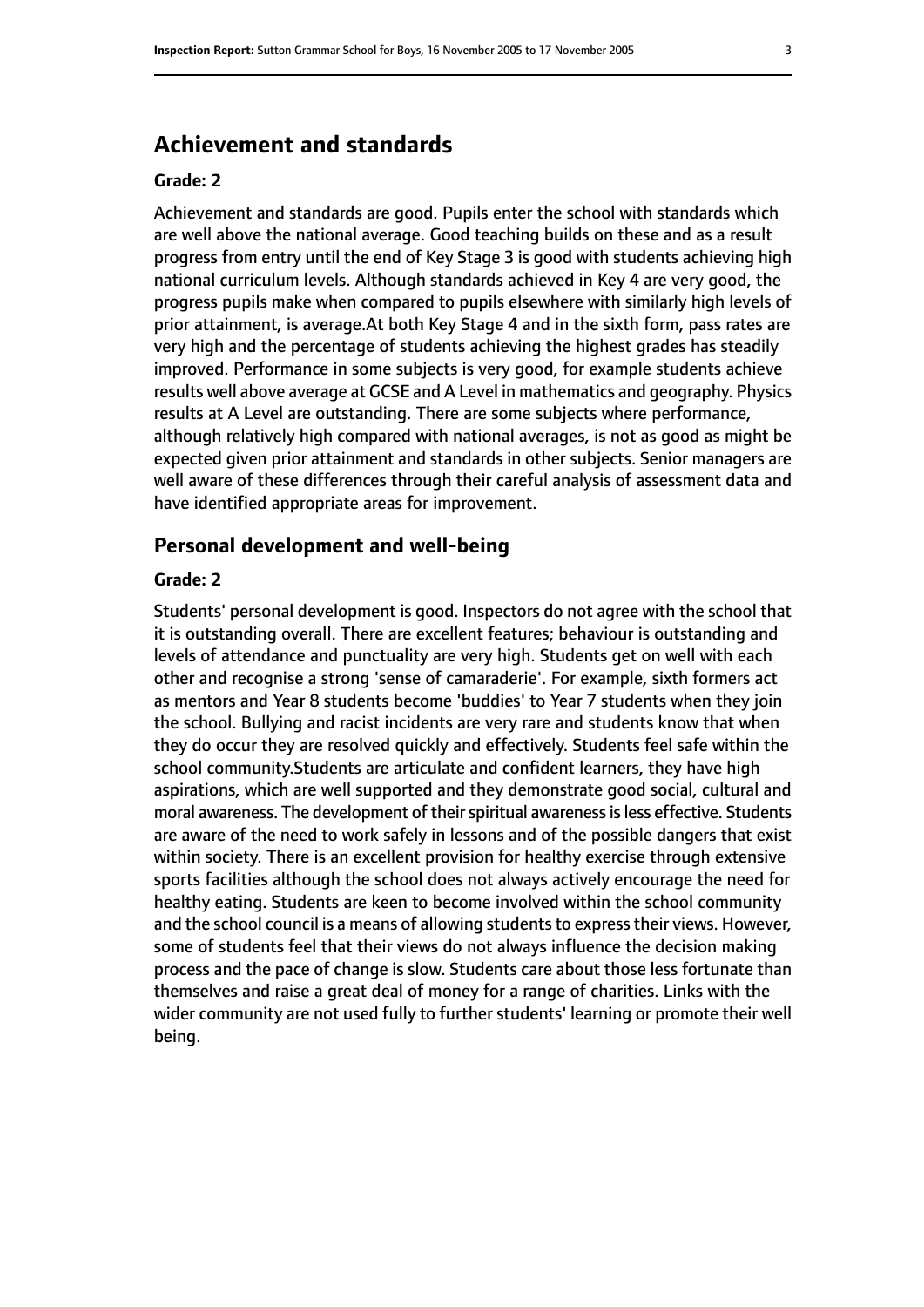## Achievement and standards

### Grade: 2

Achievement and standards are good. Pupils enter the school with standards which are well above the national average. Good teaching builds on these and as a result progress from entry until the end of Key Stage 3 is good with students achieving high national curriculum levels. Although standards achieved in Key 4 are very good, the progress pupils make when compared to pupils elsewhere with similarly high levels of prior attainment, is average.At both Key Stage 4 and in the sixth form, pass rates are very high and the percentage of students achieving the highest grades has steadily improved. Performance in some subjects is very good, for example students achieve results well above average at GCSE and A Level in mathematics and geography. Physics results at A Level are outstanding. There are some subjects where performance, although relatively high compared with national averages, is not as good as might be expected given prior attainment and standards in other subjects. Senior managers are well aware of these differences through their careful analysis of assessment data and have identified appropriate areas for improvement.

## Personal development and well-being

### Grade: 2

Students' personal development is good. Inspectors do not agree with the school that it is outstanding overall. There are excellent features; behaviour is outstanding and levels of attendance and punctuality are very high. Students get on well with each other and recognise a strong 'sense of camaraderie'. For example, sixth formers act as mentors and Year 8 students become 'buddies' to Year 7 students when they join the school. Bullying and racist incidents are very rare and students know that when they do occur they are resolved quickly and effectively. Students feel safe within the school community.Students are articulate and confident learners, they have high aspirations, which are well supported and they demonstrate good social, cultural and moral awareness. The development of their spiritual awareness is less effective. Students are aware of the need to work safely in lessons and of the possible dangers that exist within society. There is an excellent provision for healthy exercise through extensive sports facilities although the school does not always actively encourage the need for healthy eating. Students are keen to become involved within the school community and the school council is a means of allowing students to express their views. However, some of students feel that their views do not always influence the decision making process and the pace of change is slow. Students care about those less fortunate than themselves and raise a great deal of money for a range of charities. Links with the wider community are not used fully to further students' learning or promote their well being.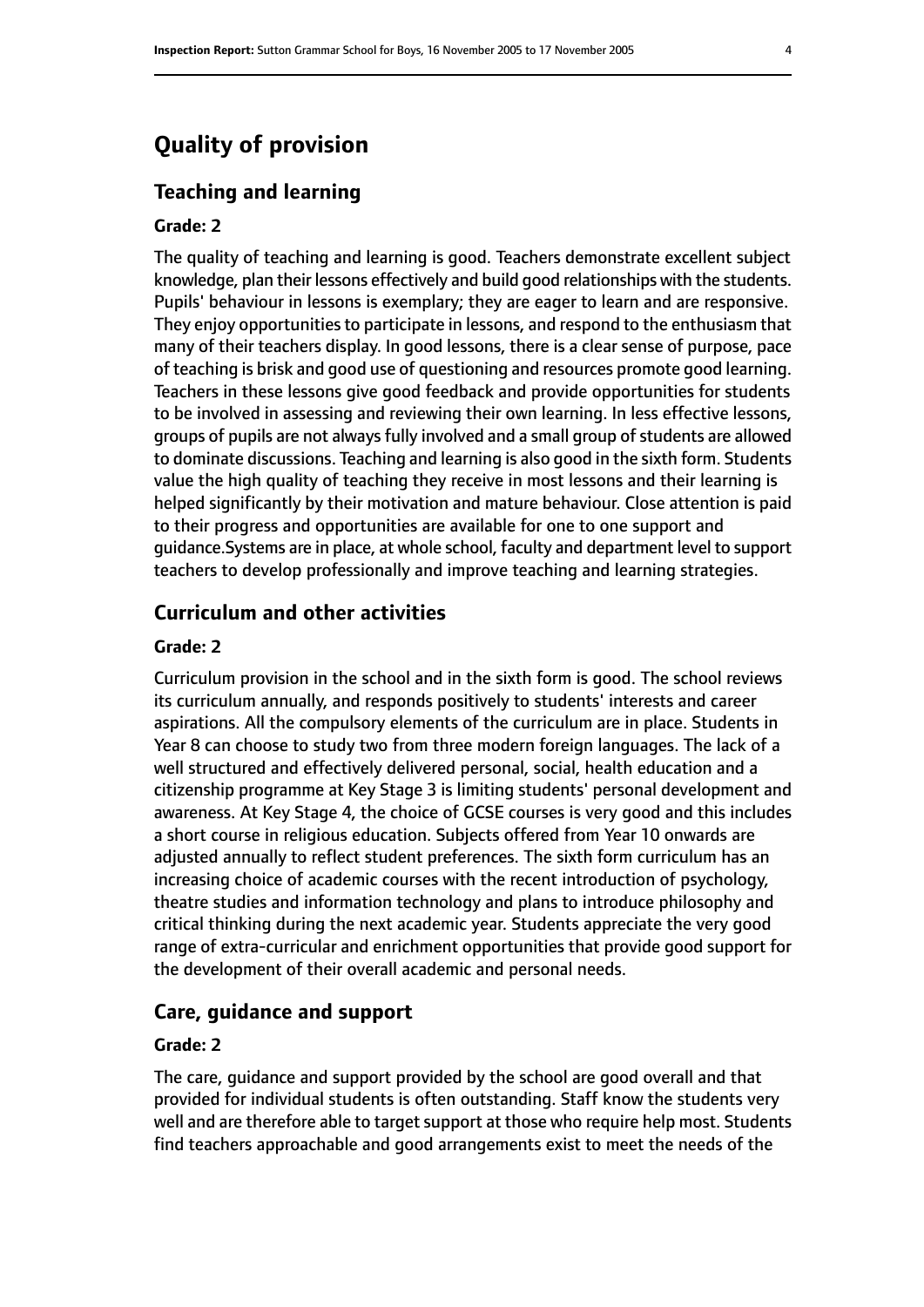# Quality of provision

## Teaching and learning

### Grade: 2

The quality of teaching and learning is good. Teachers demonstrate excellent subject knowledge, plan their lessons effectively and build good relationships with the students. Pupils' behaviour in lessons is exemplary; they are eager to learn and are responsive. They enjoy opportunities to participate in lessons, and respond to the enthusiasm that many of their teachers display. In good lessons, there is a clear sense of purpose, pace of teaching is brisk and good use of questioning and resources promote good learning. Teachers in these lessons give good feedback and provide opportunities for students to be involved in assessing and reviewing their own learning. In less effective lessons, groups of pupils are not always fully involved and a small group of students are allowed to dominate discussions. Teaching and learning is also good in the sixth form. Students value the high quality of teaching they receive in most lessons and their learning is helped significantly by their motivation and mature behaviour. Close attention is paid to their progress and opportunities are available for one to one support and guidance.Systems are in place, at whole school, faculty and department level to support teachers to develop professionally and improve teaching and learning strategies.

## Curriculum and other activities

### Grade: 2

Curriculum provision in the school and in the sixth form is good. The school reviews its curriculum annually, and responds positively to students' interests and career aspirations. All the compulsory elements of the curriculum are in place. Students in Year 8 can choose to study two from three modern foreign languages. The lack of a well structured and effectively delivered personal, social, health education and a citizenship programme at Key Stage 3 is limiting students' personal development and awareness. At Key Stage 4, the choice of GCSE courses is very good and this includes a short course in religious education. Subjects offered from Year 10 onwards are adjusted annually to reflect student preferences. The sixth form curriculum has an increasing choice of academic courses with the recent introduction of psychology, theatre studies and information technology and plans to introduce philosophy and critical thinking during the next academic year. Students appreciate the very good range of extra-curricular and enrichment opportunities that provide good support for the development of their overall academic and personal needs.

## Care, guidance and support

### Grade: 2

The care, guidance and support provided by the school are good overall and that provided for individual students is often outstanding. Staff know the students very well and are therefore able to target support at those who require help most. Students find teachers approachable and good arrangements exist to meet the needs of the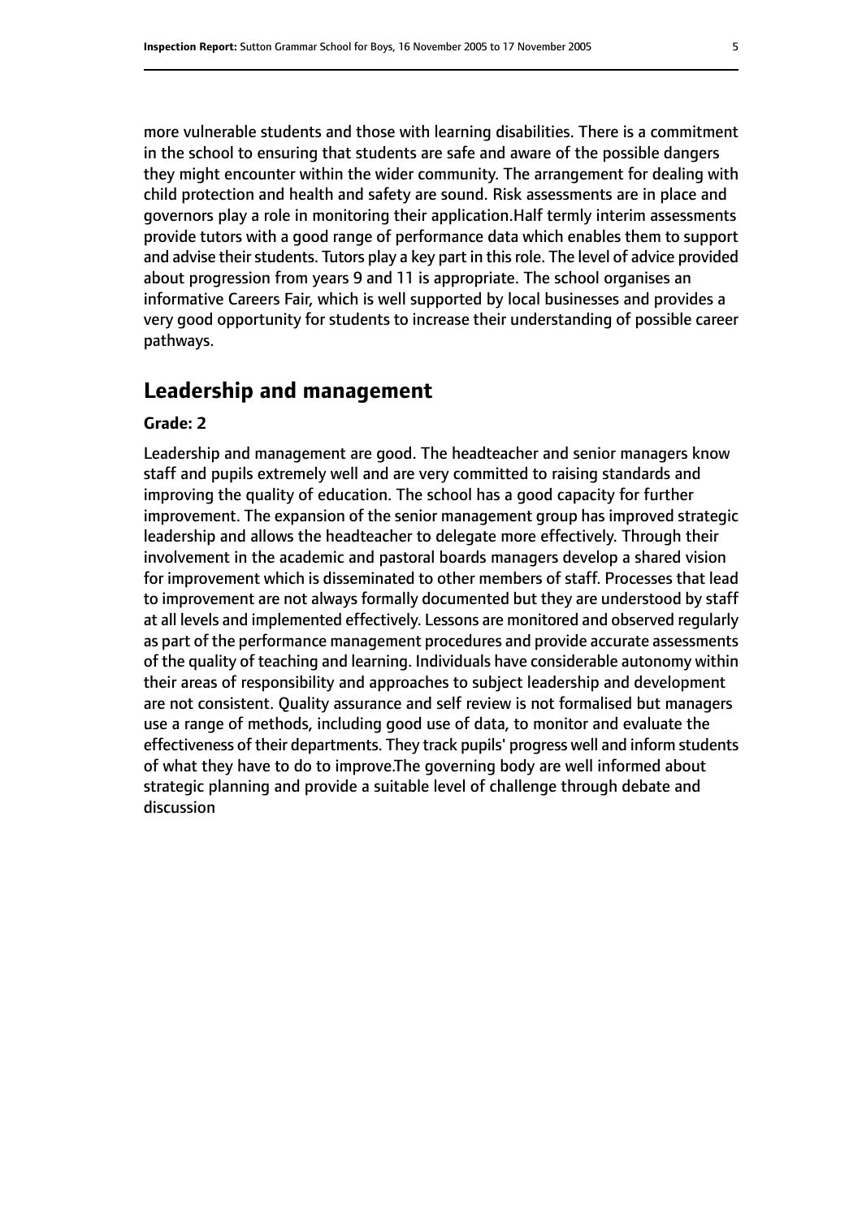more vulnerable students and those with learning disabilities. There is a commitment in the school to ensuring that students are safe and aware of the possible dangers they might encounter within the wider community. The arrangement for dealing with child protection and health and safety are sound. Risk assessments are in place and governors play a role in monitoring their application.Half termly interim assessments provide tutors with a good range of performance data which enables them to support and advise their students. Tutors play a key part in this role. The level of advice provided about progression from years 9 and 11 is appropriate. The school organises an informative Careers Fair, which is well supported by local businesses and provides a very good opportunity for students to increase their understanding of possible career pathways.

## Leadership and management

**Grade: 2**

Leadership and management are good. The headteacher and senior managers know staff and pupils extremely well and are very committed to raising standards and improving the quality of education. The school has a good capacity for further improvement. The expansion of the senior management group has improved strategic leadership and allows the headteacher to delegate more effectively. Through their involvement in the academic and pastoral boards managers develop a shared vision for improvement which is disseminated to other members of staff. Processes that lead to improvement are not always formally documented but they are understood by staff at all levels and implemented effectively. Lessons are monitored and observed regularly as part of the performance management procedures and provide accurate assessments of the quality of teaching and learning. Individuals have considerable autonomy within their areas of responsibility and approaches to subject leadership and development are not consistent. Quality assurance and self review is not formalised but managers use a range of methods, including good use of data, to monitor and evaluate the effectiveness of their departments. They track pupils' progress well and inform students of what they have to do to improve.The governing body are well informed about strategic planning and provide a suitable level of challenge through debate and discussion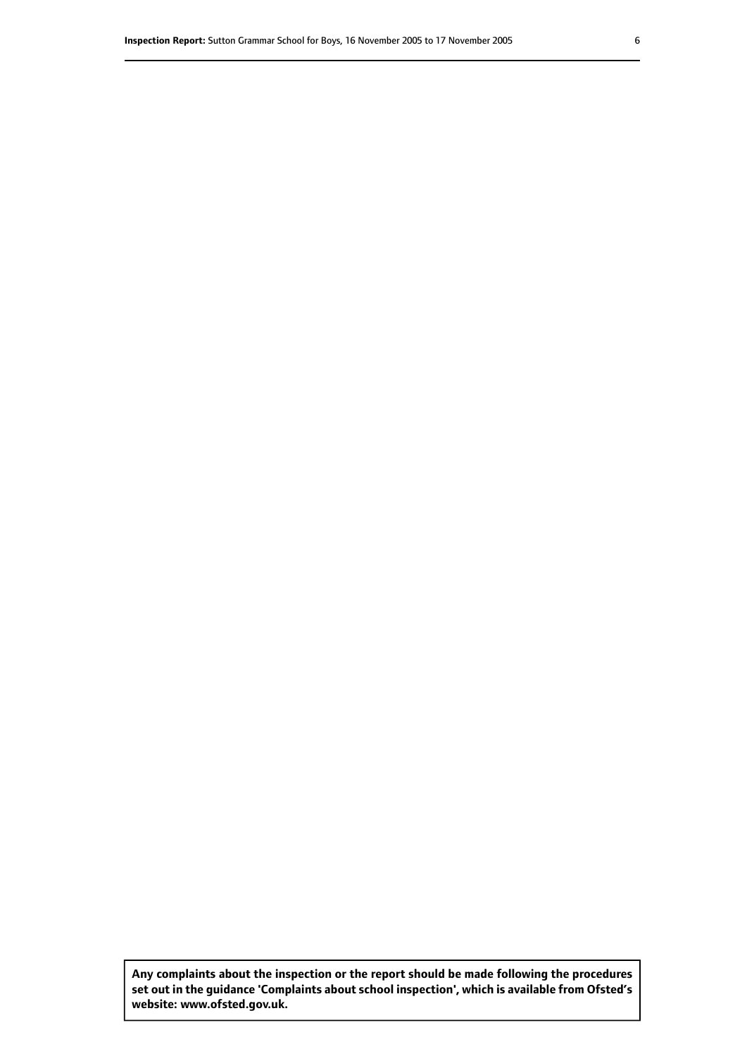**Any complaints about the inspection or the report should be made following the procedures set out in the guidance 'Complaints about school inspection', which is available from Ofsted's website: www.ofsted.gov.uk.**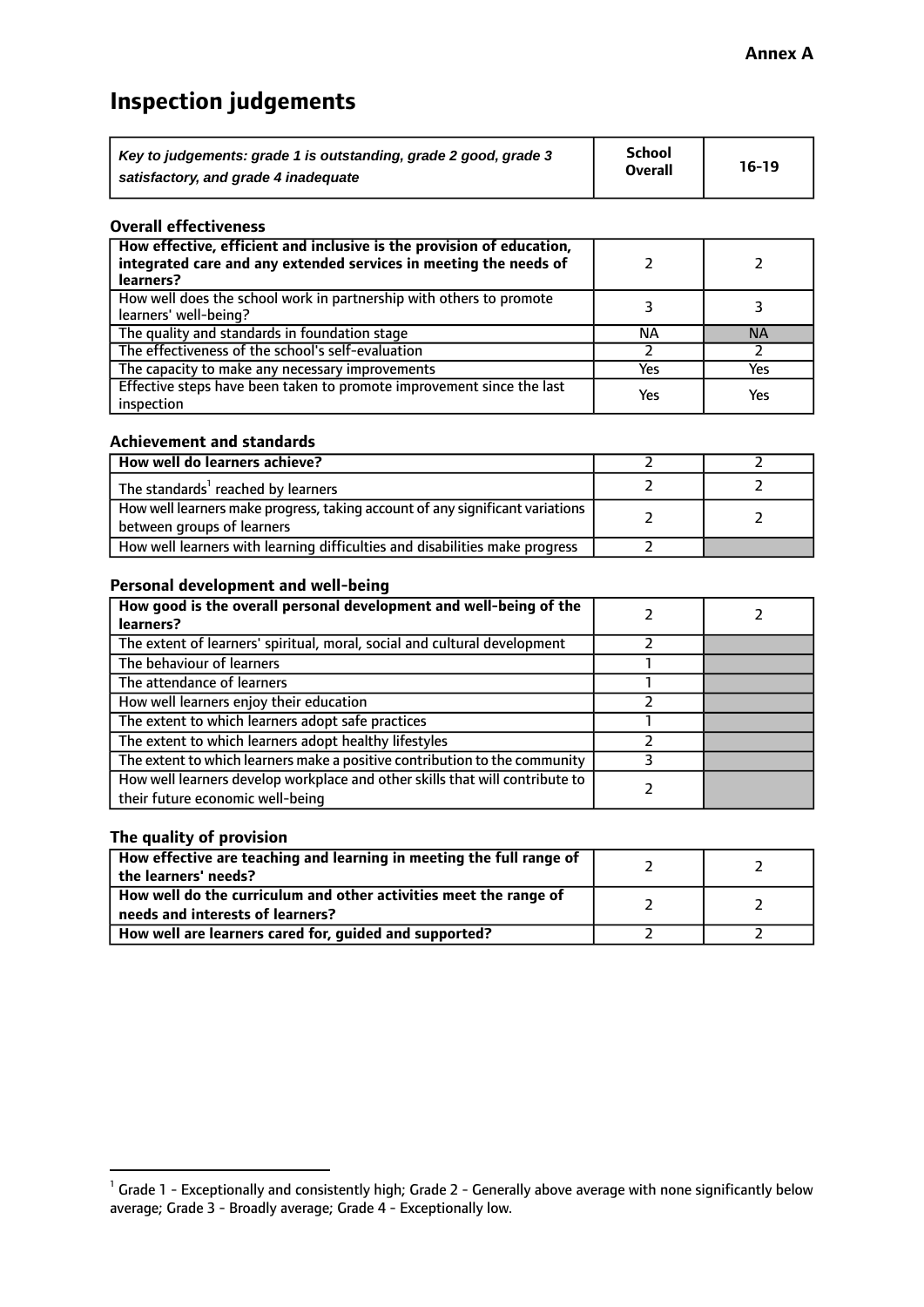**Annex A**

# Inspection judgements

| *Key to judgements: grade 1 is outstanding, grade 2 good, grade 3 satisfactory, and grade 4 inadequate* | School Overall | 16-19 |
|---|---|---|

### Overall effectiveness

| | | |
|---|---|---|
| **How effective, efficient and inclusive is the provision of education, integrated care and any extended services in meeting the needs of learners?** | 2 | 2 |
| How well does the school work in partnership with others to promote learners' well-being? | 3 | 3 |
| The quality and standards in foundation stage | NA | NA |
| The effectiveness of the school's self-evaluation | 2 | 2 |
| The capacity to make any necessary improvements | Yes | Yes |
| Effective steps have been taken to promote improvement since the last inspection | Yes | Yes |

### Achievement and standards

| | | |
|---|---|---|
| **How well do learners achieve?** | 2 | 2 |
| The standards[1] reached by learners | 2 | 2 |
| How well learners make progress, taking account of any significant variations between groups of learners | 2 | 2 |
| How well learners with learning difficulties and disabilities make progress | 2 | |

### Personal development and well-being

| | | |
|---|---|---|
| **How good is the overall personal development and well-being of the learners?** | 2 | 2 |
| The extent of learners' spiritual, moral, social and cultural development | 2 | |
| The behaviour of learners | 1 | |
| The attendance of learners | 1 | |
| How well learners enjoy their education | 2 | |
| The extent to which learners adopt safe practices | 1 | |
| The extent to which learners adopt healthy lifestyles | 2 | |
| The extent to which learners make a positive contribution to the community | 3 | |
| How well learners develop workplace and other skills that will contribute to their future economic well-being | 2 | |

### The quality of provision

| | | |
|---|---|---|
| **How effective are teaching and learning in meeting the full range of the learners' needs?** | 2 | 2 |
| **How well do the curriculum and other activities meet the range of needs and interests of learners?** | 2 | 2 |
| **How well are learners cared for, guided and supported?** | 2 | 2 |

[1] Grade 1 - Exceptionally and consistently high; Grade 2 - Generally above average with none significantly below average; Grade 3 - Broadly average; Grade 4 - Exceptionally low.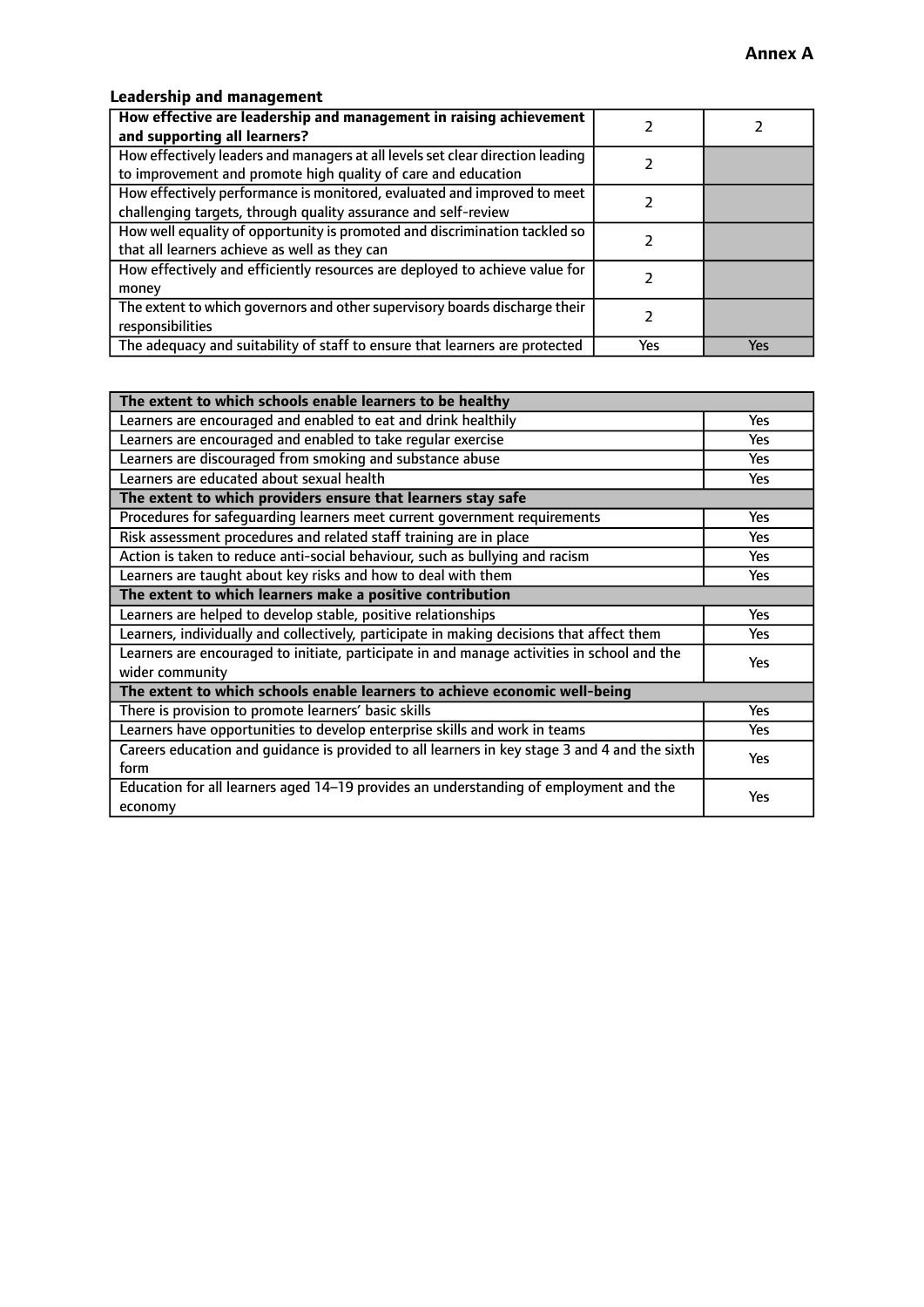**Annex A**

### Leadership and management

| **How effective are leadership and management in raising achievement and supporting all learners?** | 2 | 2 |
|---|---|---|
| How effectively leaders and managers at all levels set clear direction leading to improvement and promote high quality of care and education | 2 | |
| How effectively performance is monitored, evaluated and improved to meet challenging targets, through quality assurance and self-review | 2 | |
| How well equality of opportunity is promoted and discrimination tackled so that all learners achieve as well as they can | 2 | |
| How effectively and efficiently resources are deployed to achieve value for money | 2 | |
| The extent to which governors and other supervisory boards discharge their responsibilities | 2 | |
| The adequacy and suitability of staff to ensure that learners are protected | Yes | Yes |

| **The extent to which schools enable learners to be healthy** | |
|---|---|
| Learners are encouraged and enabled to eat and drink healthily | Yes |
| Learners are encouraged and enabled to take regular exercise | Yes |
| Learners are discouraged from smoking and substance abuse | Yes |
| Learners are educated about sexual health | Yes |
| **The extent to which providers ensure that learners stay safe** | |
| Procedures for safeguarding learners meet current government requirements | Yes |
| Risk assessment procedures and related staff training are in place | Yes |
| Action is taken to reduce anti-social behaviour, such as bullying and racism | Yes |
| Learners are taught about key risks and how to deal with them | Yes |
| **The extent to which learners make a positive contribution** | |
| Learners are helped to develop stable, positive relationships | Yes |
| Learners, individually and collectively, participate in making decisions that affect them | Yes |
| Learners are encouraged to initiate, participate in and manage activities in school and the wider community | Yes |
| **The extent to which schools enable learners to achieve economic well-being** | |
| There is provision to promote learners' basic skills | Yes |
| Learners have opportunities to develop enterprise skills and work in teams | Yes |
| Careers education and guidance is provided to all learners in key stage 3 and 4 and the sixth form | Yes |
| Education for all learners aged 14–19 provides an understanding of employment and the economy | Yes |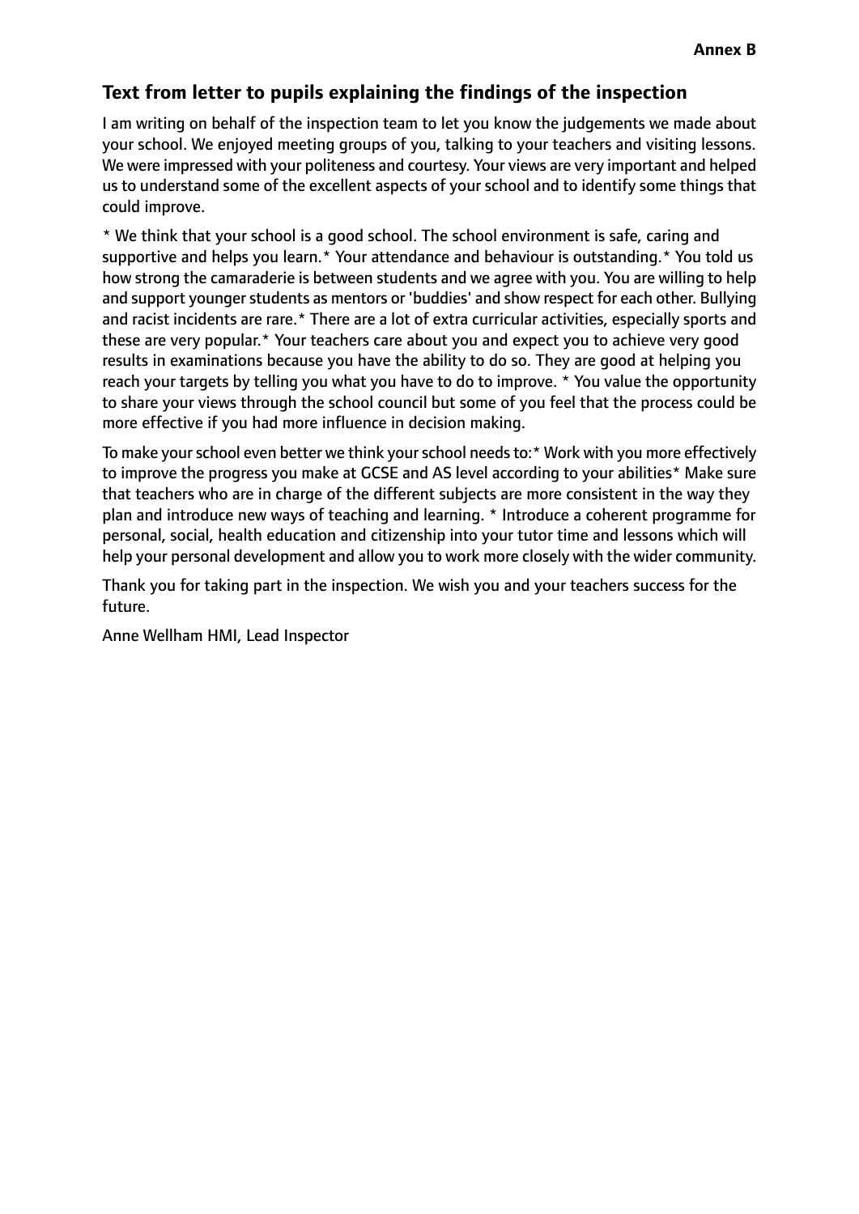Annex B

## Text from letter to pupils explaining the findings of the inspection

I am writing on behalf of the inspection team to let you know the judgements we made about your school. We enjoyed meeting groups of you, talking to your teachers and visiting lessons. We were impressed with your politeness and courtesy. Your views are very important and helped us to understand some of the excellent aspects of your school and to identify some things that could improve.

* We think that your school is a good school. The school environment is safe, caring and supportive and helps you learn.* Your attendance and behaviour is outstanding.* You told us how strong the camaraderie is between students and we agree with you. You are willing to help and support younger students as mentors or 'buddies' and show respect for each other. Bullying and racist incidents are rare.* There are a lot of extra curricular activities, especially sports and these are very popular.* Your teachers care about you and expect you to achieve very good results in examinations because you have the ability to do so. They are good at helping you reach your targets by telling you what you have to do to improve. * You value the opportunity to share your views through the school council but some of you feel that the process could be more effective if you had more influence in decision making.

To make your school even better we think your school needs to:* Work with you more effectively to improve the progress you make at GCSE and AS level according to your abilities* Make sure that teachers who are in charge of the different subjects are more consistent in the way they plan and introduce new ways of teaching and learning. * Introduce a coherent programme for personal, social, health education and citizenship into your tutor time and lessons which will help your personal development and allow you to work more closely with the wider community.

Thank you for taking part in the inspection. We wish you and your teachers success for the future.

Anne Wellham HMI, Lead Inspector